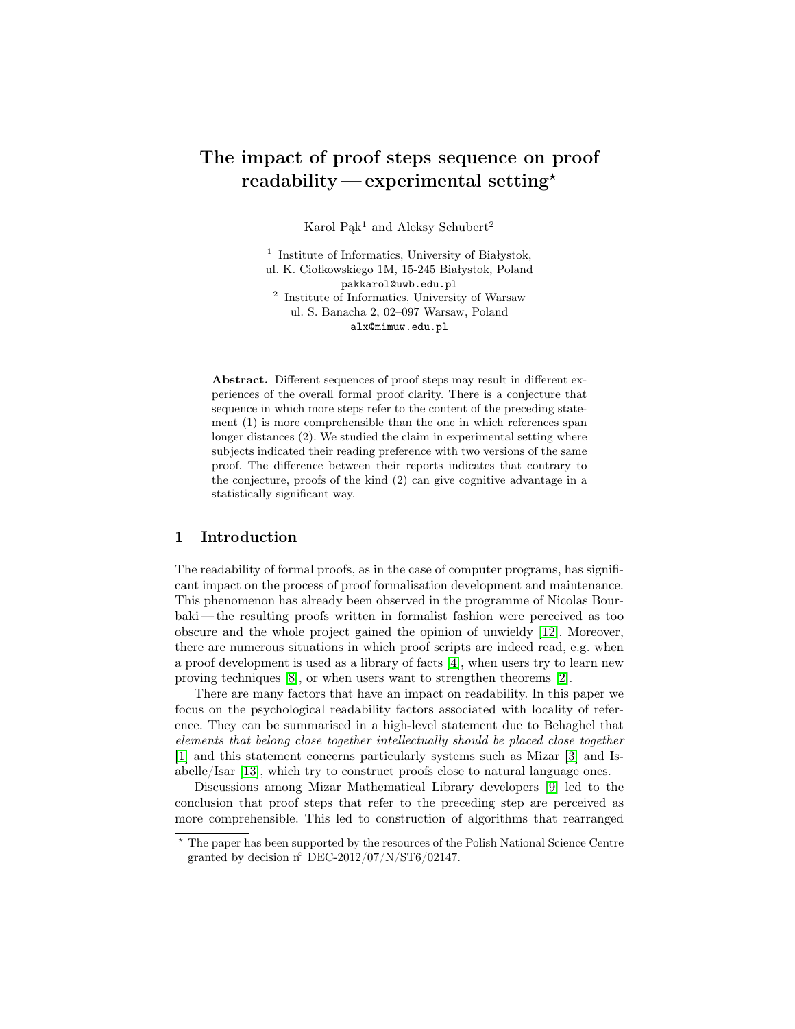# The impact of proof steps sequence on proof readability — experimental setting*

Karol Pąk[1] and Aleksy Schubert[2]

[1] Institute of Informatics, University of Białystok,
ul. K. Ciołkowskiego 1M, 15-245 Białystok, Poland
pakkarol@uwb.edu.pl

[2] Institute of Informatics, University of Warsaw
ul. S. Banacha 2, 02–097 Warsaw, Poland
alx@mimuw.edu.pl

**Abstract.** Different sequences of proof steps may result in different experiences of the overall formal proof clarity. There is a conjecture that sequence in which more steps refer to the content of the preceding statement (1) is more comprehensible than the one in which references span longer distances (2). We studied the claim in experimental setting where subjects indicated their reading preference with two versions of the same proof. The difference between their reports indicates that contrary to the conjecture, proofs of the kind (2) can give cognitive advantage in a statistically significant way.

## 1 Introduction

The readability of formal proofs, as in the case of computer programs, has significant impact on the process of proof formalisation development and maintenance. This phenomenon has already been observed in the programme of Nicolas Bourbaki — the resulting proofs written in formalist fashion were perceived as too obscure and the whole project gained the opinion of unwieldy [12]. Moreover, there are numerous situations in which proof scripts are indeed read, e.g. when a proof development is used as a library of facts [4], when users try to learn new proving techniques [8], or when users want to strengthen theorems [2].

There are many factors that have an impact on readability. In this paper we focus on the psychological readability factors associated with locality of reference. They can be summarised in a high-level statement due to Behaghel that *elements that belong close together intellectually should be placed close together* [1] and this statement concerns particularly systems such as Mizar [3] and Isabelle/Isar [13], which try to construct proofs close to natural language ones.

Discussions among Mizar Mathematical Library developers [9] led to the conclusion that proof steps that refer to the preceding step are perceived as more comprehensible. This led to construction of algorithms that rearranged

* The paper has been supported by the resources of the Polish National Science Centre granted by decision n° DEC-2012/07/N/ST6/02147.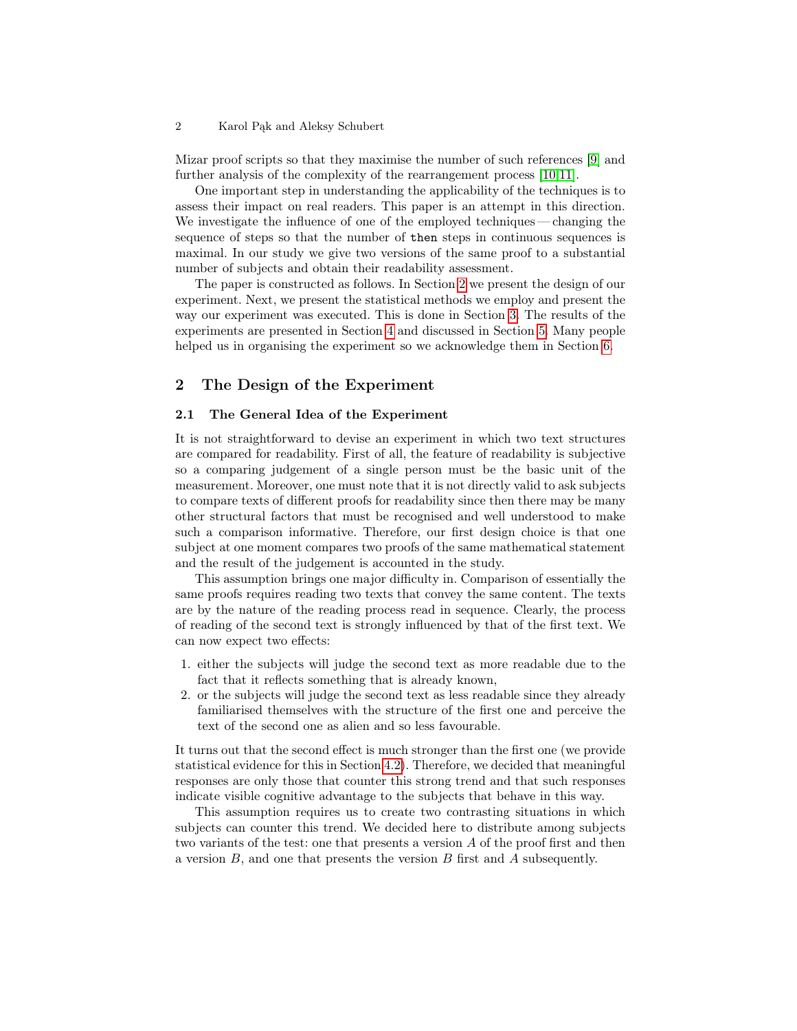Mizar proof scripts so that they maximise the number of such references [9] and further analysis of the complexity of the rearrangement process [10,11].

One important step in understanding the applicability of the techniques is to assess their impact on real readers. This paper is an attempt in this direction. We investigate the influence of one of the employed techniques — changing the sequence of steps so that the number of `then` steps in continuous sequences is maximal. In our study we give two versions of the same proof to a substantial number of subjects and obtain their readability assessment.

The paper is constructed as follows. In Section 2 we present the design of our experiment. Next, we present the statistical methods we employ and present the way our experiment was executed. This is done in Section 3. The results of the experiments are presented in Section 4 and discussed in Section 5. Many people helped us in organising the experiment so we acknowledge them in Section 6.

## 2 The Design of the Experiment

### 2.1 The General Idea of the Experiment

It is not straightforward to devise an experiment in which two text structures are compared for readability. First of all, the feature of readability is subjective so a comparing judgement of a single person must be the basic unit of the measurement. Moreover, one must note that it is not directly valid to ask subjects to compare texts of different proofs for readability since then there may be many other structural factors that must be recognised and well understood to make such a comparison informative. Therefore, our first design choice is that one subject at one moment compares two proofs of the same mathematical statement and the result of the judgement is accounted in the study.

This assumption brings one major difficulty in. Comparison of essentially the same proofs requires reading two texts that convey the same content. The texts are by the nature of the reading process read in sequence. Clearly, the process of reading of the second text is strongly influenced by that of the first text. We can now expect two effects:

1. either the subjects will judge the second text as more readable due to the fact that it reflects something that is already known,
2. or the subjects will judge the second text as less readable since they already familiarised themselves with the structure of the first one and perceive the text of the second one as alien and so less favourable.

It turns out that the second effect is much stronger than the first one (we provide statistical evidence for this in Section 4.2). Therefore, we decided that meaningful responses are only those that counter this strong trend and that such responses indicate visible cognitive advantage to the subjects that behave in this way.

This assumption requires us to create two contrasting situations in which subjects can counter this trend. We decided here to distribute among subjects two variants of the test: one that presents a version $A$ of the proof first and then a version $B$, and one that presents the version $B$ first and $A$ subsequently.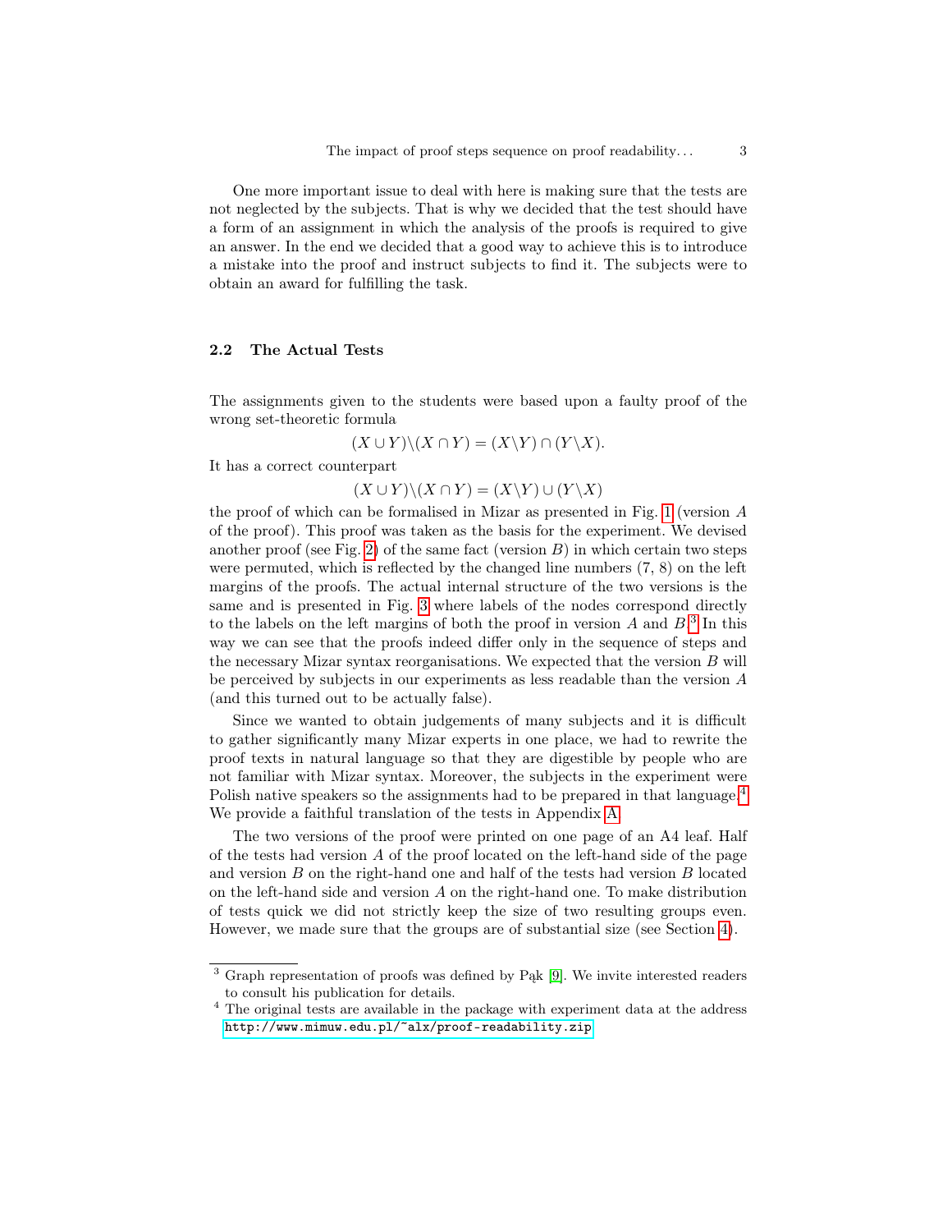One more important issue to deal with here is making sure that the tests are not neglected by the subjects. That is why we decided that the test should have a form of an assignment in which the analysis of the proofs is required to give an answer. In the end we decided that a good way to achieve this is to introduce a mistake into the proof and instruct subjects to find it. The subjects were to obtain an award for fulfilling the task.

### 2.2 The Actual Tests

The assignments given to the students were based upon a faulty proof of the wrong set-theoretic formula

$$(X \cup Y) \setminus (X \cap Y) = (X \setminus Y) \cap (Y \setminus X).$$

It has a correct counterpart

$$(X \cup Y) \setminus (X \cap Y) = (X \setminus Y) \cup (Y \setminus X)$$

the proof of which can be formalised in Mizar as presented in Fig. 1 (version $A$ of the proof). This proof was taken as the basis for the experiment. We devised another proof (see Fig. 2) of the same fact (version $B$) in which certain two steps were permuted, which is reflected by the changed line numbers (7, 8) on the left margins of the proofs. The actual internal structure of the two versions is the same and is presented in Fig. 3 where labels of the nodes correspond directly to the labels on the left margins of both the proof in version $A$ and $B$.[3] In this way we can see that the proofs indeed differ only in the sequence of steps and the necessary Mizar syntax reorganisations. We expected that the version $B$ will be perceived by subjects in our experiments as less readable than the version $A$ (and this turned out to be actually false).

Since we wanted to obtain judgements of many subjects and it is difficult to gather significantly many Mizar experts in one place, we had to rewrite the proof texts in natural language so that they are digestible by people who are not familiar with Mizar syntax. Moreover, the subjects in the experiment were Polish native speakers so the assignments had to be prepared in that language.[4] We provide a faithful translation of the tests in Appendix A.

The two versions of the proof were printed on one page of an A4 leaf. Half of the tests had version $A$ of the proof located on the left-hand side of the page and version $B$ on the right-hand one and half of the tests had version $B$ located on the left-hand side and version $A$ on the right-hand one. To make distribution of tests quick we did not strictly keep the size of two resulting groups even. However, we made sure that the groups are of substantial size (see Section 4).

---

[3] Graph representation of proofs was defined by Pąk [9]. We invite interested readers to consult his publication for details.

[4] The original tests are available in the package with experiment data at the address `http://www.mimuw.edu.pl/~alx/proof-readability.zip`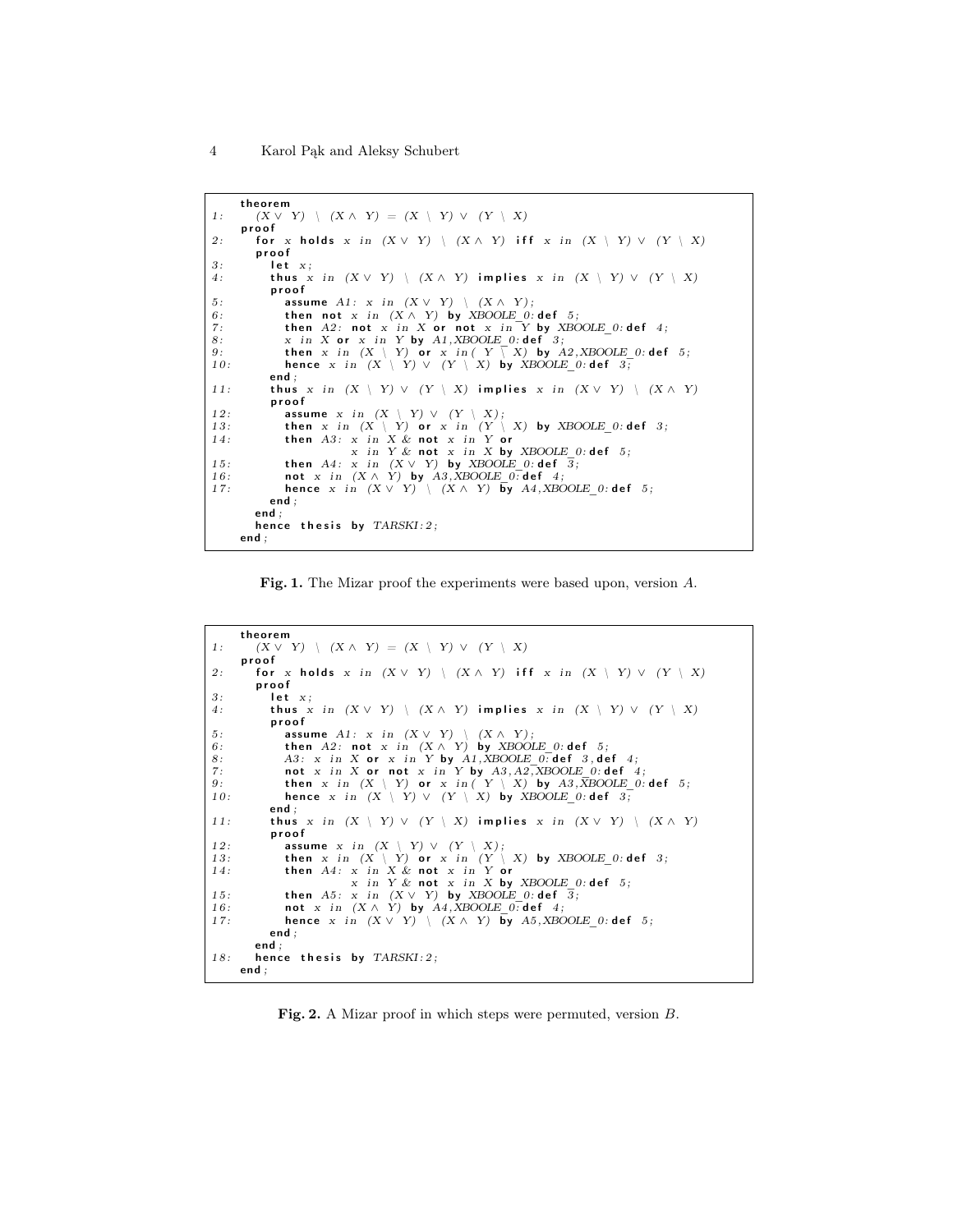```
     theorem
1:     (X ∨ Y) \ (X ∧ Y) = (X \ Y) ∨ (Y \ X)
     proof
2:     for x holds x in (X ∨ Y) \ (X ∧ Y) iff x in (X \ Y) ∨ (Y \ X)
       proof
3:       let x;
4:       thus x in (X ∨ Y) \ (X ∧ Y) implies x in (X \ Y) ∨ (Y \ X)
         proof
5:         assume A1: x in (X ∨ Y) \ (X ∧ Y);
6:         then not x in (X ∧ Y) by XBOOLE_0:def 5;
7:         then A2: not x in X or not x in Y by XBOOLE_0:def 4;
8:         x in X or x in Y by A1,XBOOLE_0:def 3;
9:         then x in (X \ Y) or x in( Y \ X) by A2,XBOOLE_0:def 5;
10:        hence x in (X \ Y) ∨ (Y \ X) by XBOOLE_0:def 3;
         end;
11:      thus x in (X \ Y) ∨ (Y \ X) implies x in (X ∨ Y) \ (X ∧ Y)
         proof
12:        assume x in (X \ Y) ∨ (Y \ X);
13:        then x in (X \ Y) or x in (Y \ X) by XBOOLE_0:def 3;
14:        then A3: x in X & not x in Y or
                    x in Y & not x in X by XBOOLE_0:def 5;
15:        then A4: x in (X ∨ Y) by XBOOLE_0:def 3;
16:        not x in (X ∧ Y) by A3,XBOOLE_0:def 4;
17:        hence x in (X ∨ Y) \ (X ∧ Y) by A4,XBOOLE_0:def 5;
         end;
       end;
       hence thesis by TARSKI:2;
     end;
```

**Fig. 1.** The Mizar proof the experiments were based upon, version *A*.

```
     theorem
1:     (X ∨ Y) \ (X ∧ Y) = (X \ Y) ∨ (Y \ X)
     proof
2:     for x holds x in (X ∨ Y) \ (X ∧ Y) iff x in (X \ Y) ∨ (Y \ X)
       proof
3:       let x;
4:       thus x in (X ∨ Y) \ (X ∧ Y) implies x in (X \ Y) ∨ (Y \ X)
         proof
5:         assume A1: x in (X ∨ Y) \ (X ∧ Y);
6:         then A2: not x in (X ∧ Y) by XBOOLE_0:def 5;
8:         A3: x in X or x in Y by A1,XBOOLE_0:def 3,def 4;
7:         not x in X or not x in Y by A3,A2,XBOOLE_0:def 4;
9:         then x in (X \ Y) or x in( Y \ X) by A3,XBOOLE_0:def 5;
10:        hence x in (X \ Y) ∨ (Y \ X) by XBOOLE_0:def 3;
         end;
11:      thus x in (X \ Y) ∨ (Y \ X) implies x in (X ∨ Y) \ (X ∧ Y)
         proof
12:        assume x in (X \ Y) ∨ (Y \ X);
13:        then x in (X \ Y) or x in (Y \ X) by XBOOLE_0:def 3;
14:        then A4: x in X & not x in Y or
                    x in Y & not x in X by XBOOLE_0:def 5;
15:        then A5: x in (X ∨ Y) by XBOOLE_0:def 3;
16:        not x in (X ∧ Y) by A4,XBOOLE_0:def 4;
17:        hence x in (X ∨ Y) \ (X ∧ Y) by A5,XBOOLE_0:def 5;
         end;
       end;
18:    hence thesis by TARSKI:2;
     end;
```

**Fig. 2.** A Mizar proof in which steps were permuted, version *B*.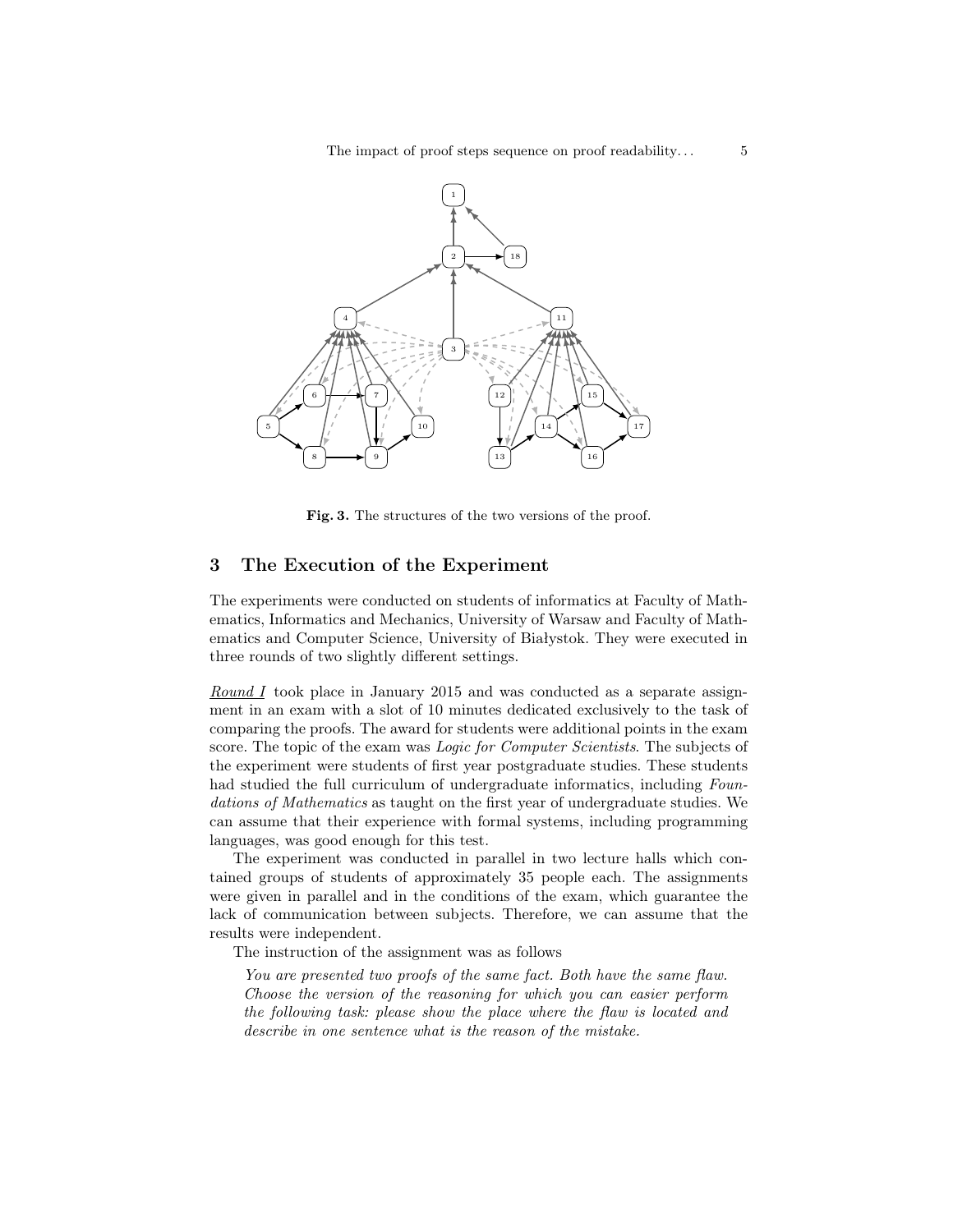Fig. 3. The structures of the two versions of the proof.

## 3 The Execution of the Experiment

The experiments were conducted on students of informatics at Faculty of Mathematics, Informatics and Mechanics, University of Warsaw and Faculty of Mathematics and Computer Science, University of Białystok. They were executed in three rounds of two slightly different settings.

Round I took place in January 2015 and was conducted as a separate assignment in an exam with a slot of 10 minutes dedicated exclusively to the task of comparing the proofs. The award for students were additional points in the exam score. The topic of the exam was *Logic for Computer Scientists*. The subjects of the experiment were students of first year postgraduate studies. These students had studied the full curriculum of undergraduate informatics, including *Foundations of Mathematics* as taught on the first year of undergraduate studies. We can assume that their experience with formal systems, including programming languages, was good enough for this test.

The experiment was conducted in parallel in two lecture halls which contained groups of students of approximately 35 people each. The assignments were given in parallel and in the conditions of the exam, which guarantee the lack of communication between subjects. Therefore, we can assume that the results were independent.

The instruction of the assignment was as follows

> *You are presented two proofs of the same fact. Both have the same flaw. Choose the version of the reasoning for which you can easier perform the following task: please show the place where the flaw is located and describe in one sentence what is the reason of the mistake.*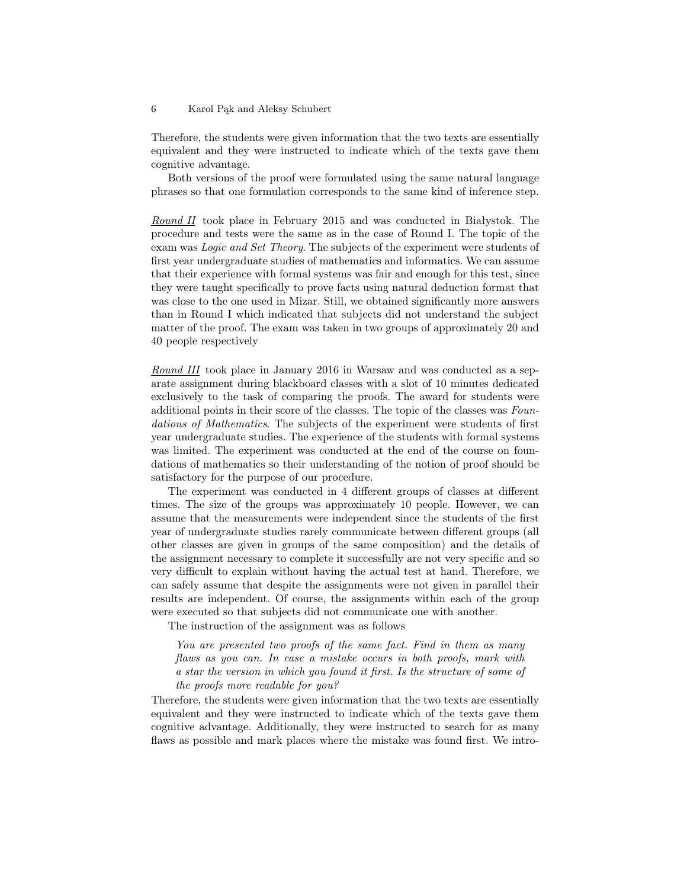Therefore, the students were given information that the two texts are essentially equivalent and they were instructed to indicate which of the texts gave them cognitive advantage.

Both versions of the proof were formulated using the same natural language phrases so that one formulation corresponds to the same kind of inference step.

*Round II* took place in February 2015 and was conducted in Białystok. The procedure and tests were the same as in the case of Round I. The topic of the exam was *Logic and Set Theory*. The subjects of the experiment were students of first year undergraduate studies of mathematics and informatics. We can assume that their experience with formal systems was fair and enough for this test, since they were taught specifically to prove facts using natural deduction format that was close to the one used in Mizar. Still, we obtained significantly more answers than in Round I which indicated that subjects did not understand the subject matter of the proof. The exam was taken in two groups of approximately 20 and 40 people respectively

*Round III* took place in January 2016 in Warsaw and was conducted as a separate assignment during blackboard classes with a slot of 10 minutes dedicated exclusively to the task of comparing the proofs. The award for students were additional points in their score of the classes. The topic of the classes was *Foundations of Mathematics*. The subjects of the experiment were students of first year undergraduate studies. The experience of the students with formal systems was limited. The experiment was conducted at the end of the course on foundations of mathematics so their understanding of the notion of proof should be satisfactory for the purpose of our procedure.

The experiment was conducted in 4 different groups of classes at different times. The size of the groups was approximately 10 people. However, we can assume that the measurements were independent since the students of the first year of undergraduate studies rarely communicate between different groups (all other classes are given in groups of the same composition) and the details of the assignment necessary to complete it successfully are not very specific and so very difficult to explain without having the actual test at hand. Therefore, we can safely assume that despite the assignments were not given in parallel their results are independent. Of course, the assignments within each of the group were executed so that subjects did not communicate one with another.

The instruction of the assignment was as follows

> *You are presented two proofs of the same fact. Find in them as many flaws as you can. In case a mistake occurs in both proofs, mark with a star the version in which you found it first. Is the structure of some of the proofs more readable for you?*

Therefore, the students were given information that the two texts are essentially equivalent and they were instructed to indicate which of the texts gave them cognitive advantage. Additionally, they were instructed to search for as many flaws as possible and mark places where the mistake was found first. We intro-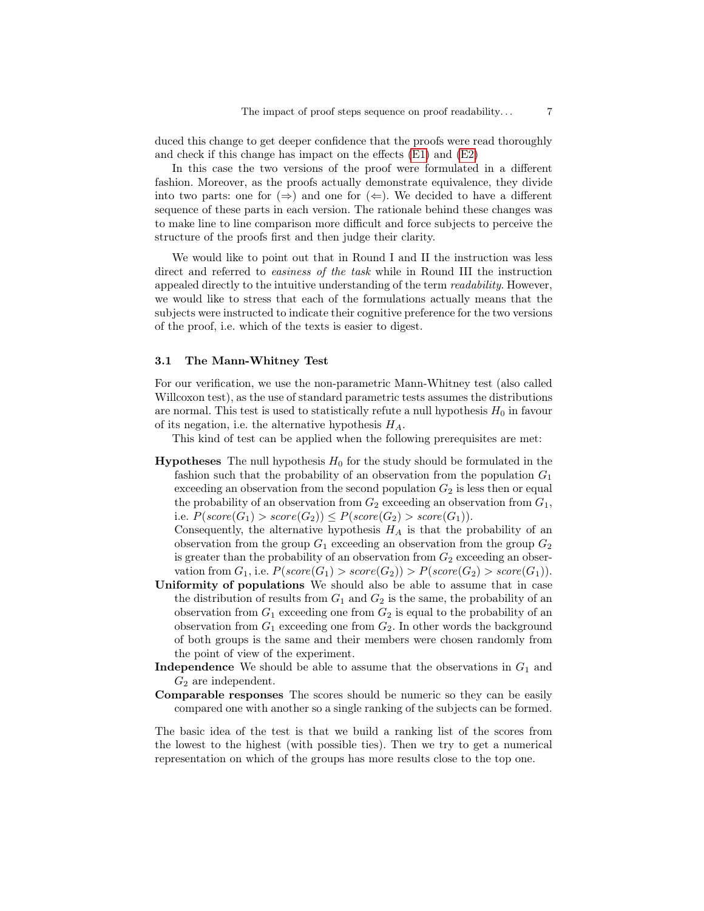duced this change to get deeper confidence that the proofs were read thoroughly and check if this change has impact on the effects (E1) and (E2)

In this case the two versions of the proof were formulated in a different fashion. Moreover, as the proofs actually demonstrate equivalence, they divide into two parts: one for ($\Rightarrow$) and one for ($\Leftarrow$). We decided to have a different sequence of these parts in each version. The rationale behind these changes was to make line to line comparison more difficult and force subjects to perceive the structure of the proofs first and then judge their clarity.

We would like to point out that in Round I and II the instruction was less direct and referred to *easiness of the task* while in Round III the instruction appealed directly to the intuitive understanding of the term *readability*. However, we would like to stress that each of the formulations actually means that the subjects were instructed to indicate their cognitive preference for the two versions of the proof, i.e. which of the texts is easier to digest.

### 3.1 The Mann-Whitney Test

For our verification, we use the non-parametric Mann-Whitney test (also called Willcoxon test), as the use of standard parametric tests assumes the distributions are normal. This test is used to statistically refute a null hypothesis $H_0$ in favour of its negation, i.e. the alternative hypothesis $H_A$.

This kind of test can be applied when the following prerequisites are met:

**Hypotheses** The null hypothesis $H_0$ for the study should be formulated in the fashion such that the probability of an observation from the population $G_1$ exceeding an observation from the second population $G_2$ is less then or equal the probability of an observation from $G_2$ exceeding an observation from $G_1$, i.e. $P(score(G_1) > score(G_2)) \leq P(score(G_2) > score(G_1))$.
Consequently, the alternative hypothesis $H_A$ is that the probability of an observation from the group $G_1$ exceeding an observation from the group $G_2$ is greater than the probability of an observation from $G_2$ exceeding an observation from $G_1$, i.e. $P(score(G_1) > score(G_2)) > P(score(G_2) > score(G_1))$.

**Uniformity of populations** We should also be able to assume that in case the distribution of results from $G_1$ and $G_2$ is the same, the probability of an observation from $G_1$ exceeding one from $G_2$ is equal to the probability of an observation from $G_1$ exceeding one from $G_2$. In other words the background of both groups is the same and their members were chosen randomly from the point of view of the experiment.

**Independence** We should be able to assume that the observations in $G_1$ and $G_2$ are independent.

**Comparable responses** The scores should be numeric so they can be easily compared one with another so a single ranking of the subjects can be formed.

The basic idea of the test is that we build a ranking list of the scores from the lowest to the highest (with possible ties). Then we try to get a numerical representation on which of the groups has more results close to the top one.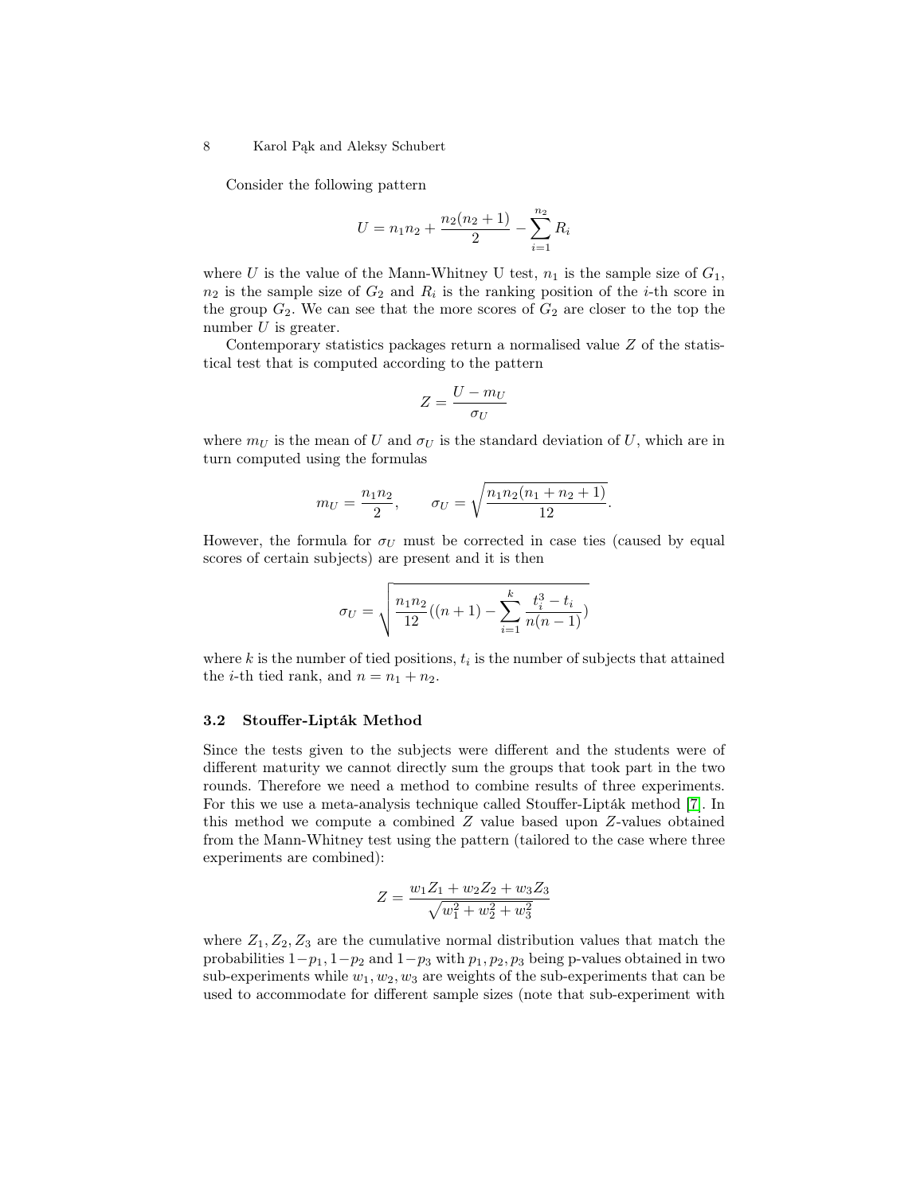Consider the following pattern

$$U = n_1 n_2 + \frac{n_2(n_2+1)}{2} - \sum_{i=1}^{n_2} R_i$$

where $U$ is the value of the Mann-Whitney U test, $n_1$ is the sample size of $G_1$, $n_2$ is the sample size of $G_2$ and $R_i$ is the ranking position of the $i$-th score in the group $G_2$. We can see that the more scores of $G_2$ are closer to the top the number $U$ is greater.

Contemporary statistics packages return a normalised value $Z$ of the statistical test that is computed according to the pattern

$$Z = \frac{U - m_U}{\sigma_U}$$

where $m_U$ is the mean of $U$ and $\sigma_U$ is the standard deviation of $U$, which are in turn computed using the formulas

$$m_U = \frac{n_1 n_2}{2}, \qquad \sigma_U = \sqrt{\frac{n_1 n_2 (n_1 + n_2 + 1)}{12}}.$$

However, the formula for $\sigma_U$ must be corrected in case ties (caused by equal scores of certain subjects) are present and it is then

$$\sigma_U = \sqrt{\frac{n_1 n_2}{12}((n+1) - \sum_{i=1}^{k} \frac{t_i^3 - t_i}{n(n-1)})}$$

where $k$ is the number of tied positions, $t_i$ is the number of subjects that attained the $i$-th tied rank, and $n = n_1 + n_2$.

### 3.2 Stouffer-Lipták Method

Since the tests given to the subjects were different and the students were of different maturity we cannot directly sum the groups that took part in the two rounds. Therefore we need a method to combine results of three experiments. For this we use a meta-analysis technique called Stouffer-Lipták method [7]. In this method we compute a combined $Z$ value based upon $Z$-values obtained from the Mann-Whitney test using the pattern (tailored to the case where three experiments are combined):

$$Z = \frac{w_1 Z_1 + w_2 Z_2 + w_3 Z_3}{\sqrt{w_1^2 + w_2^2 + w_3^2}}$$

where $Z_1, Z_2, Z_3$ are the cumulative normal distribution values that match the probabilities $1-p_1$, $1-p_2$ and $1-p_3$ with $p_1, p_2, p_3$ being p-values obtained in two sub-experiments while $w_1, w_2, w_3$ are weights of the sub-experiments that can be used to accommodate for different sample sizes (note that sub-experiment with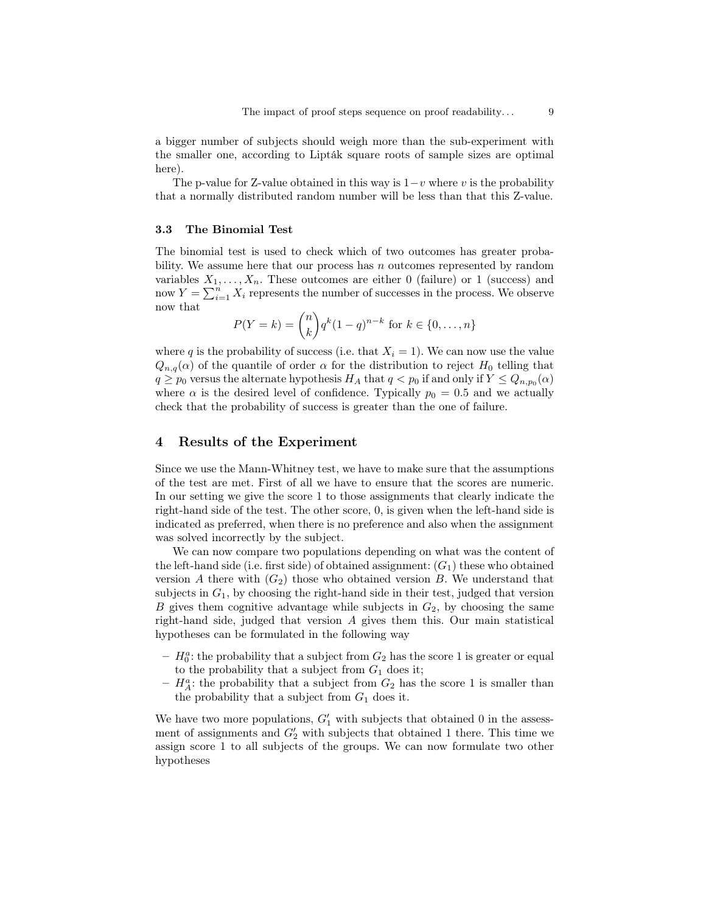a bigger number of subjects should weigh more than the sub-experiment with the smaller one, according to Lipták square roots of sample sizes are optimal here).

The p-value for Z-value obtained in this way is $1 - v$ where $v$ is the probability that a normally distributed random number will be less than that this Z-value.

### 3.3 The Binomial Test

The binomial test is used to check which of two outcomes has greater probability. We assume here that our process has $n$ outcomes represented by random variables $X_1, \ldots, X_n$. These outcomes are either 0 (failure) or 1 (success) and now $Y = \sum_{i=1}^{n} X_i$ represents the number of successes in the process. We observe now that

$$P(Y = k) = \binom{n}{k} q^k (1-q)^{n-k} \text{ for } k \in \{0, \ldots, n\}$$

where $q$ is the probability of success (i.e. that $X_i = 1$). We can now use the value $Q_{n,q}(\alpha)$ of the quantile of order $\alpha$ for the distribution to reject $H_0$ telling that $q \geq p_0$ versus the alternate hypothesis $H_A$ that $q < p_0$ if and only if $Y \leq Q_{n,p_0}(\alpha)$ where $\alpha$ is the desired level of confidence. Typically $p_0 = 0.5$ and we actually check that the probability of success is greater than the one of failure.

## 4 Results of the Experiment

Since we use the Mann-Whitney test, we have to make sure that the assumptions of the test are met. First of all we have to ensure that the scores are numeric. In our setting we give the score 1 to those assignments that clearly indicate the right-hand side of the test. The other score, 0, is given when the left-hand side is indicated as preferred, when there is no preference and also when the assignment was solved incorrectly by the subject.

We can now compare two populations depending on what was the content of the left-hand side (i.e. first side) of obtained assignment: ($G_1$) these who obtained version $A$ there with ($G_2$) those who obtained version $B$. We understand that subjects in $G_1$, by choosing the right-hand side in their test, judged that version $B$ gives them cognitive advantage while subjects in $G_2$, by choosing the same right-hand side, judged that version $A$ gives them this. Our main statistical hypotheses can be formulated in the following way

- $H_0^a$: the probability that a subject from $G_2$ has the score 1 is greater or equal to the probability that a subject from $G_1$ does it;
- $H_A^a$: the probability that a subject from $G_2$ has the score 1 is smaller than the probability that a subject from $G_1$ does it.

We have two more populations, $G_1'$ with subjects that obtained 0 in the assessment of assignments and $G_2'$ with subjects that obtained 1 there. This time we assign score 1 to all subjects of the groups. We can now formulate two other hypotheses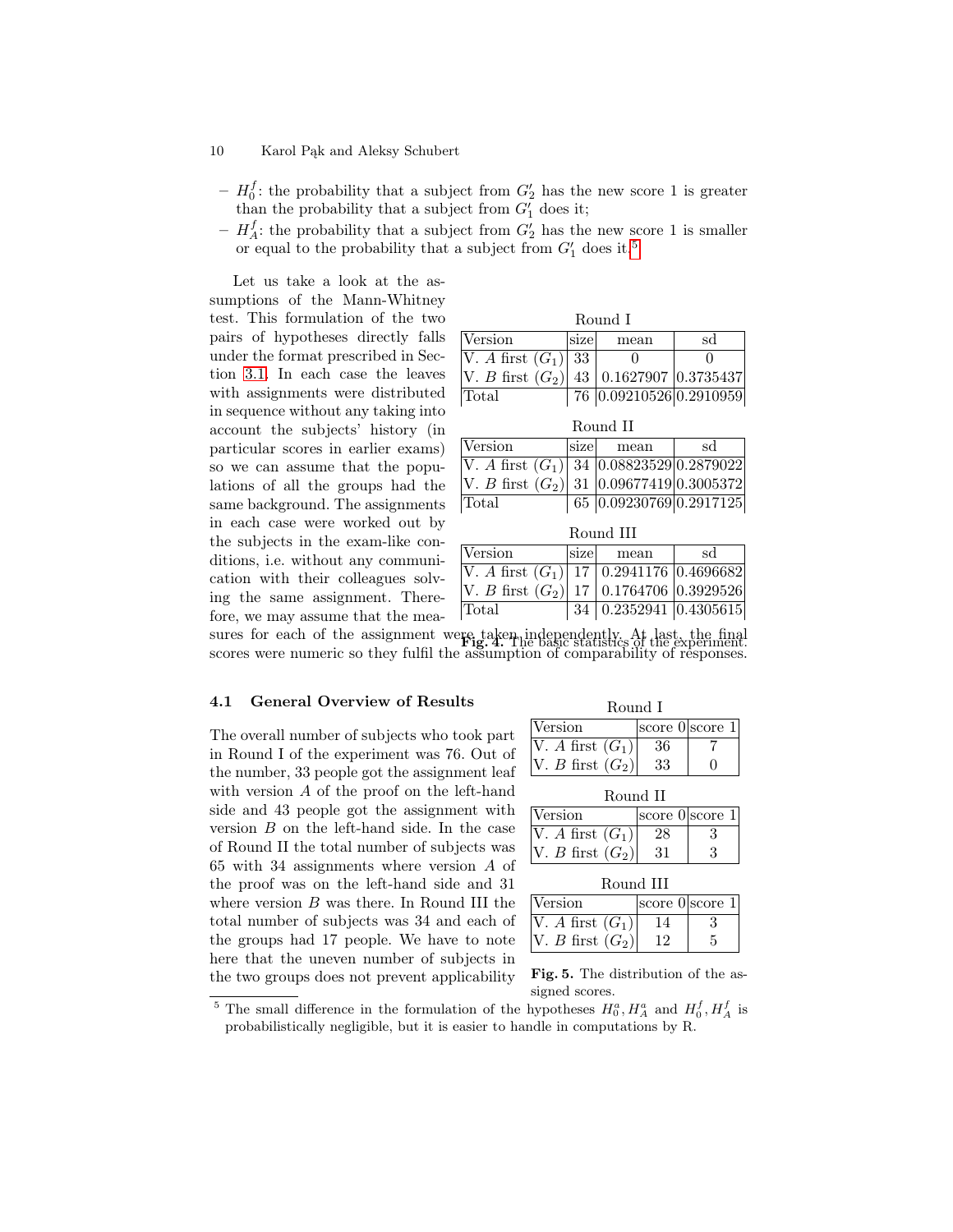- $H_0^f$: the probability that a subject from $G_2'$ has the new score 1 is greater than the probability that a subject from $G_1'$ does it;
- $H_A^f$: the probability that a subject from $G_2'$ has the new score 1 is smaller or equal to the probability that a subject from $G_1'$ does it.[5]

Let us take a look at the assumptions of the Mann-Whitney test. This formulation of the two pairs of hypotheses directly falls under the format prescribed in Section 3.1. In each case the leaves with assignments were distributed in sequence without any taking into account the subjects' history (in particular scores in earlier exams) so we can assume that the populations of all the groups had the same background. The assignments in each case were worked out by the subjects in the exam-like conditions, i.e. without any communication with their colleagues solving the same assignment. Therefore, we may assume that the measures for each of the assignment were taken independently. At last, the final scores were numeric so they fulfil the assumption of comparability of responses.

Round I

| Version | size | mean | sd |
|---|---|---|---|
| V. $A$ first ($G_1$) | 33 | 0 | 0 |
| V. $B$ first ($G_2$) | 43 | 0.1627907 | 0.3735437 |
| Total | 76 | 0.09210526 | 0.2910959 |

Round II

| Version | size | mean | sd |
|---|---|---|---|
| V. $A$ first ($G_1$) | 34 | 0.08823529 | 0.2879022 |
| V. $B$ first ($G_2$) | 31 | 0.09677419 | 0.3005372 |
| Total | 65 | 0.09230769 | 0.2917125 |

Round III

| Version | size | mean | sd |
|---|---|---|---|
| V. $A$ first ($G_1$) | 17 | 0.2941176 | 0.4696682 |
| V. $B$ first ($G_2$) | 17 | 0.1764706 | 0.3929526 |
| Total | 34 | 0.2352941 | 0.4305615 |

**Fig. 4.** The basic statistics of the experiment.

### 4.1 General Overview of Results

The overall number of subjects who took part in Round I of the experiment was 76. Out of the number, 33 people got the assignment leaf with version $A$ of the proof on the left-hand side and 43 people got the assignment with version $B$ on the left-hand side. In the case of Round II the total number of subjects was 65 with 34 assignments where version $A$ of the proof was on the left-hand side and 31 where version $B$ was there. In Round III the total number of subjects was 34 and each of the groups had 17 people. We have to note here that the uneven number of subjects in the two groups does not prevent applicability

Round I

| Version | score 0 | score 1 |
|---|---|---|
| V. $A$ first ($G_1$) | 36 | 7 |
| V. $B$ first ($G_2$) | 33 | 0 |

Round II

| Version | score 0 | score 1 |
|---|---|---|
| V. $A$ first ($G_1$) | 28 | 3 |
| V. $B$ first ($G_2$) | 31 | 3 |

Round III

| Version | score 0 | score 1 |
|---|---|---|
| V. $A$ first ($G_1$) | 14 | 3 |
| V. $B$ first ($G_2$) | 12 | 5 |

**Fig. 5.** The distribution of the assigned scores.

[5] The small difference in the formulation of the hypotheses $H_0^a, H_A^a$ and $H_0^f, H_A^f$ is probabilistically negligible, but it is easier to handle in computations by R.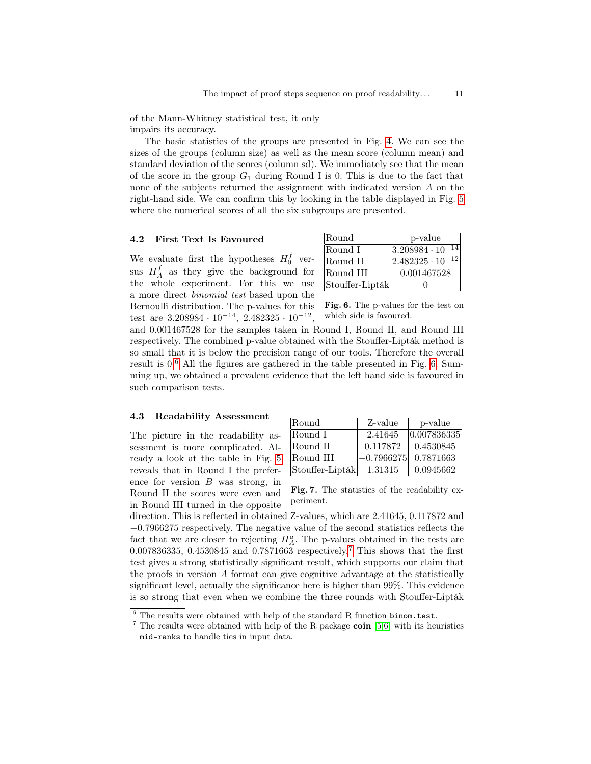of the Mann-Whitney statistical test, it only impairs its accuracy.

The basic statistics of the groups are presented in Fig. 4. We can see the sizes of the groups (column size) as well as the mean score (column mean) and standard deviation of the scores (column sd). We immediately see that the mean of the score in the group $G_1$ during Round I is 0. This is due to the fact that none of the subjects returned the assignment with indicated version $A$ on the right-hand side. We can confirm this by looking in the table displayed in Fig. 5 where the numerical scores of all the six subgroups are presented.

### 4.2 First Text Is Favoured

We evaluate first the hypotheses $H_0^f$ versus $H_A^f$ as they give the background for the whole experiment. For this we use a more direct *binomial test* based upon the Bernoulli distribution. The p-values for this test are $3.208984 \cdot 10^{-14}$, $2.482325 \cdot 10^{-12}$, and 0.001467528 for the samples taken in Round I, Round II, and Round III respectively. The combined p-value obtained with the Stouffer-Lipták method is so small that it is below the precision range of our tools. Therefore the overall result is 0.[6] All the figures are gathered in the table presented in Fig. 6. Summing up, we obtained a prevalent evidence that the left hand side is favoured in such comparison tests.

| Round | p-value |
|---|---|
| Round I | $3.208984 \cdot 10^{-14}$ |
| Round II | $2.482325 \cdot 10^{-12}$ |
| Round III | 0.001467528 |
| Stouffer-Lipták | 0 |

**Fig. 6.** The p-values for the test on which side is favoured.

### 4.3 Readability Assessment

The picture in the readability assessment is more complicated. Already a look at the table in Fig. 5 reveals that in Round I the preference for version $B$ was strong, in Round II the scores were even and in Round III turned in the opposite direction. This is reflected in obtained Z-values, which are 2.41645, 0.117872 and −0.7966275 respectively. The negative value of the second statistics reflects the fact that we are closer to rejecting $H_A^a$. The p-values obtained in the tests are 0.007836335, 0.4530845 and 0.7871663 respectively.[7] This shows that the first test gives a strong statistically significant result, which supports our claim that the proofs in version $A$ format can give cognitive advantage at the statistically significant level, actually the significance here is higher than 99%. This evidence is so strong that even when we combine the three rounds with Stouffer-Lipták

| Round | Z-value | p-value |
|---|---|---|
| Round I | 2.41645 | 0.007836335 |
| Round II | 0.117872 | 0.4530845 |
| Round III | −0.7966275 | 0.7871663 |
| Stouffer-Lipták | 1.31315 | 0.0945662 |

**Fig. 7.** The statistics of the readability experiment.

[6] The results were obtained with help of the standard R function `binom.test`.

[7] The results were obtained with help of the R package **coin** [5,6] with its heuristics `mid-ranks` to handle ties in input data.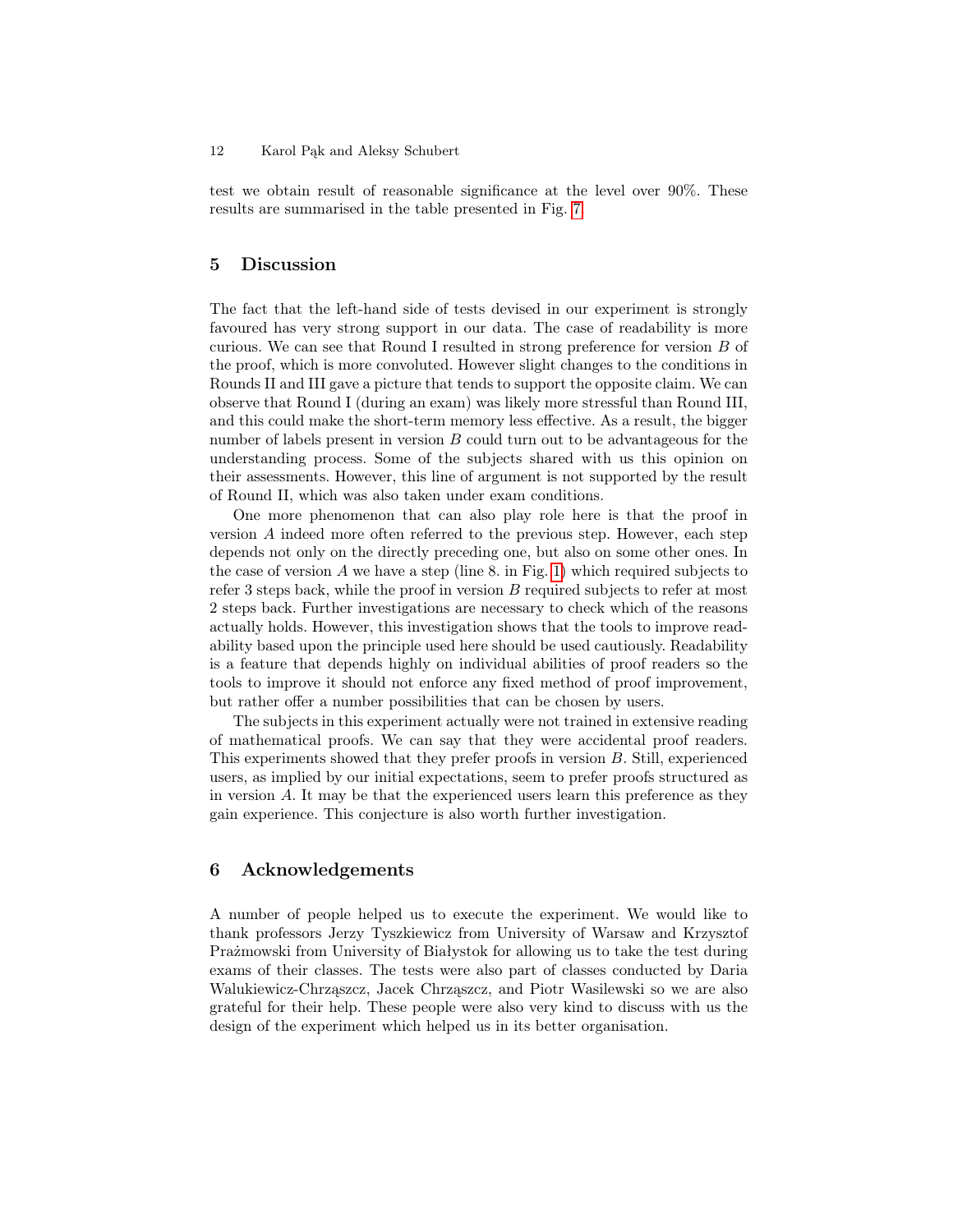test we obtain result of reasonable significance at the level over 90%. These results are summarised in the table presented in Fig. 7

## 5 Discussion

The fact that the left-hand side of tests devised in our experiment is strongly favoured has very strong support in our data. The case of readability is more curious. We can see that Round I resulted in strong preference for version $B$ of the proof, which is more convoluted. However slight changes to the conditions in Rounds II and III gave a picture that tends to support the opposite claim. We can observe that Round I (during an exam) was likely more stressful than Round III, and this could make the short-term memory less effective. As a result, the bigger number of labels present in version $B$ could turn out to be advantageous for the understanding process. Some of the subjects shared with us this opinion on their assessments. However, this line of argument is not supported by the result of Round II, which was also taken under exam conditions.

One more phenomenon that can also play role here is that the proof in version $A$ indeed more often referred to the previous step. However, each step depends not only on the directly preceding one, but also on some other ones. In the case of version $A$ we have a step (line 8. in Fig. 1) which required subjects to refer 3 steps back, while the proof in version $B$ required subjects to refer at most 2 steps back. Further investigations are necessary to check which of the reasons actually holds. However, this investigation shows that the tools to improve readability based upon the principle used here should be used cautiously. Readability is a feature that depends highly on individual abilities of proof readers so the tools to improve it should not enforce any fixed method of proof improvement, but rather offer a number possibilities that can be chosen by users.

The subjects in this experiment actually were not trained in extensive reading of mathematical proofs. We can say that they were accidental proof readers. This experiments showed that they prefer proofs in version $B$. Still, experienced users, as implied by our initial expectations, seem to prefer proofs structured as in version $A$. It may be that the experienced users learn this preference as they gain experience. This conjecture is also worth further investigation.

## 6 Acknowledgements

A number of people helped us to execute the experiment. We would like to thank professors Jerzy Tyszkiewicz from University of Warsaw and Krzysztof Prażmowski from University of Białystok for allowing us to take the test during exams of their classes. The tests were also part of classes conducted by Daria Walukiewicz-Chrząszcz, Jacek Chrząszcz, and Piotr Wasilewski so we are also grateful for their help. These people were also very kind to discuss with us the design of the experiment which helped us in its better organisation.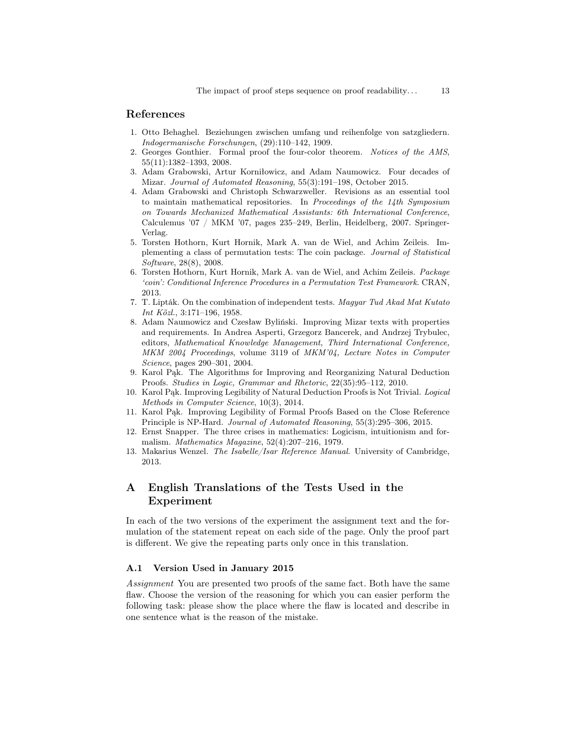## References

1. Otto Behaghel. Beziehungen zwischen umfang und reihenfolge von satzgliedern. *Indogermanische Forschungen*, (29):110–142, 1909.
2. Georges Gonthier. Formal proof the four-color theorem. *Notices of the AMS*, 55(11):1382–1393, 2008.
3. Adam Grabowski, Artur Korniłowicz, and Adam Naumowicz. Four decades of Mizar. *Journal of Automated Reasoning*, 55(3):191–198, October 2015.
4. Adam Grabowski and Christoph Schwarzweller. Revisions as an essential tool to maintain mathematical repositories. In *Proceedings of the 14th Symposium on Towards Mechanized Mathematical Assistants: 6th International Conference*, Calculemus '07 / MKM '07, pages 235–249, Berlin, Heidelberg, 2007. Springer-Verlag.
5. Torsten Hothorn, Kurt Hornik, Mark A. van de Wiel, and Achim Zeileis. Implementing a class of permutation tests: The coin package. *Journal of Statistical Software*, 28(8), 2008.
6. Torsten Hothorn, Kurt Hornik, Mark A. van de Wiel, and Achim Zeileis. *Package 'coin': Conditional Inference Procedures in a Permutation Test Framework*. CRAN, 2013.
7. T. Lipták. On the combination of independent tests. *Magyar Tud Akad Mat Kutato Int Közl.*, 3:171–196, 1958.
8. Adam Naumowicz and Czesław Byliński. Improving Mizar texts with properties and requirements. In Andrea Asperti, Grzegorz Bancerek, and Andrzej Trybulec, editors, *Mathematical Knowledge Management, Third International Conference, MKM 2004 Proceedings*, volume 3119 of *MKM'04, Lecture Notes in Computer Science*, pages 290–301, 2004.
9. Karol Pąk. The Algorithms for Improving and Reorganizing Natural Deduction Proofs. *Studies in Logic, Grammar and Rhetoric*, 22(35):95–112, 2010.
10. Karol Pąk. Improving Legibility of Natural Deduction Proofs is Not Trivial. *Logical Methods in Computer Science*, 10(3), 2014.
11. Karol Pąk. Improving Legibility of Formal Proofs Based on the Close Reference Principle is NP-Hard. *Journal of Automated Reasoning*, 55(3):295–306, 2015.
12. Ernst Snapper. The three crises in mathematics: Logicism, intuitionism and formalism. *Mathematics Magazine*, 52(4):207–216, 1979.
13. Makarius Wenzel. *The Isabelle/Isar Reference Manual*. University of Cambridge, 2013.

# A English Translations of the Tests Used in the Experiment

In each of the two versions of the experiment the assignment text and the formulation of the statement repeat on each side of the page. Only the proof part is different. We give the repeating parts only once in this translation.

### A.1 Version Used in January 2015

*Assignment* You are presented two proofs of the same fact. Both have the same flaw. Choose the version of the reasoning for which you can easier perform the following task: please show the place where the flaw is located and describe in one sentence what is the reason of the mistake.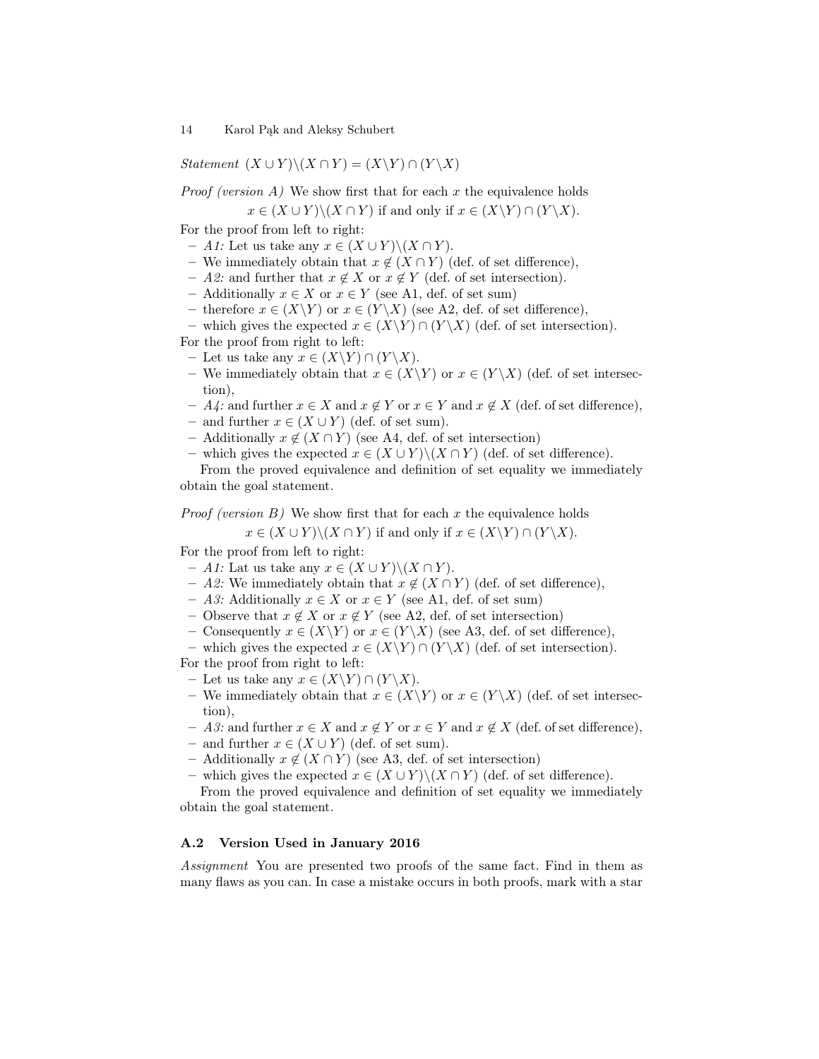*Statement* $(X \cup Y)\backslash(X \cap Y) = (X\backslash Y) \cap (Y\backslash X)$

*Proof (version A)* We show first that for each $x$ the equivalence holds

$$x \in (X \cup Y)\backslash(X \cap Y) \text{ if and only if } x \in (X\backslash Y) \cap (Y\backslash X).$$

For the proof from left to right:

- *A1:* Let us take any $x \in (X \cup Y)\backslash(X \cap Y)$.
- We immediately obtain that $x \notin (X \cap Y)$ (def. of set difference),
- *A2:* and further that $x \notin X$ or $x \notin Y$ (def. of set intersection).
- Additionally $x \in X$ or $x \in Y$ (see A1, def. of set sum)
- therefore $x \in (X\backslash Y)$ or $x \in (Y\backslash X)$ (see A2, def. of set difference),
- which gives the expected $x \in (X\backslash Y) \cap (Y\backslash X)$ (def. of set intersection).

For the proof from right to left:

- Let us take any $x \in (X\backslash Y) \cap (Y\backslash X)$.
- We immediately obtain that $x \in (X\backslash Y)$ or $x \in (Y\backslash X)$ (def. of set intersection),
- *A4:* and further $x \in X$ and $x \notin Y$ or $x \in Y$ and $x \notin X$ (def. of set difference),
- and further $x \in (X \cup Y)$ (def. of set sum).
- Additionally $x \notin (X \cap Y)$ (see A4, def. of set intersection)
- which gives the expected $x \in (X \cup Y)\backslash(X \cap Y)$ (def. of set difference).

From the proved equivalence and definition of set equality we immediately obtain the goal statement.

*Proof (version B)* We show first that for each $x$ the equivalence holds

$$x \in (X \cup Y)\backslash(X \cap Y) \text{ if and only if } x \in (X\backslash Y) \cap (Y\backslash X).$$

For the proof from left to right:

- *A1:* Lat us take any $x \in (X \cup Y)\backslash(X \cap Y)$.
- *A2:* We immediately obtain that $x \notin (X \cap Y)$ (def. of set difference),
- *A3:* Additionally $x \in X$ or $x \in Y$ (see A1, def. of set sum)
- Observe that $x \notin X$ or $x \notin Y$ (see A2, def. of set intersection)
- Consequently $x \in (X\backslash Y)$ or $x \in (Y\backslash X)$ (see A3, def. of set difference),
- which gives the expected $x \in (X\backslash Y) \cap (Y\backslash X)$ (def. of set intersection).

For the proof from right to left:

- Let us take any $x \in (X\backslash Y) \cap (Y\backslash X)$.
- We immediately obtain that $x \in (X\backslash Y)$ or $x \in (Y\backslash X)$ (def. of set intersection),
- *A3:* and further $x \in X$ and $x \notin Y$ or $x \in Y$ and $x \notin X$ (def. of set difference),
- and further $x \in (X \cup Y)$ (def. of set sum).
- Additionally $x \notin (X \cap Y)$ (see A3, def. of set intersection)
- which gives the expected $x \in (X \cup Y)\backslash(X \cap Y)$ (def. of set difference).

From the proved equivalence and definition of set equality we immediately obtain the goal statement.

### A.2 Version Used in January 2016

*Assignment* You are presented two proofs of the same fact. Find in them as many flaws as you can. In case a mistake occurs in both proofs, mark with a star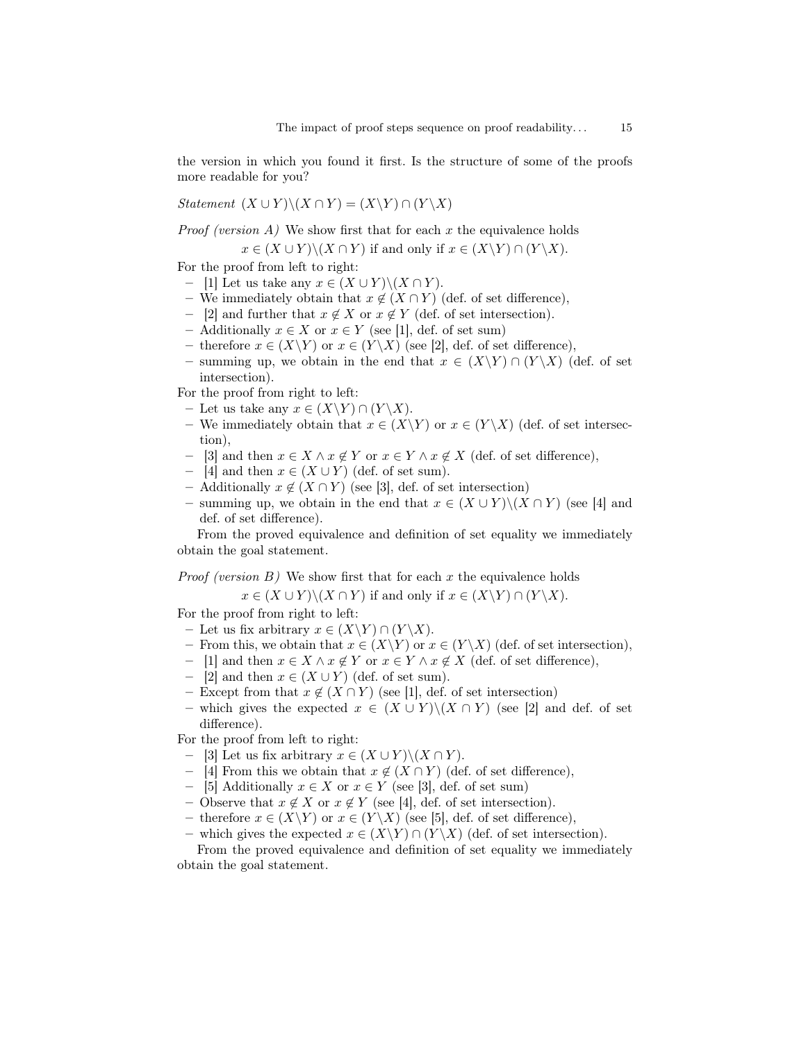the version in which you found it first. Is the structure of some of the proofs more readable for you?

*Statement* $(X \cup Y)\backslash(X \cap Y) = (X\backslash Y) \cap (Y\backslash X)$

*Proof (version A)* We show first that for each $x$ the equivalence holds

$$x \in (X \cup Y)\backslash(X \cap Y) \text{ if and only if } x \in (X\backslash Y) \cap (Y\backslash X).$$

For the proof from left to right:

- [1] Let us take any $x \in (X \cup Y)\backslash(X \cap Y)$.
- We immediately obtain that $x \notin (X \cap Y)$ (def. of set difference),
- [2] and further that $x \notin X$ or $x \notin Y$ (def. of set intersection).
- Additionally $x \in X$ or $x \in Y$ (see [1], def. of set sum)
- therefore $x \in (X\backslash Y)$ or $x \in (Y\backslash X)$ (see [2], def. of set difference),
- summing up, we obtain in the end that $x \in (X\backslash Y) \cap (Y\backslash X)$ (def. of set intersection).

For the proof from right to left:

- Let us take any $x \in (X\backslash Y) \cap (Y\backslash X)$.
- We immediately obtain that $x \in (X\backslash Y)$ or $x \in (Y\backslash X)$ (def. of set intersection),
- [3] and then $x \in X \wedge x \notin Y$ or $x \in Y \wedge x \notin X$ (def. of set difference),
- [4] and then $x \in (X \cup Y)$ (def. of set sum).
- Additionally $x \notin (X \cap Y)$ (see [3], def. of set intersection)
- summing up, we obtain in the end that $x \in (X \cup Y)\backslash(X \cap Y)$ (see [4] and def. of set difference).

From the proved equivalence and definition of set equality we immediately obtain the goal statement.

*Proof (version B)* We show first that for each $x$ the equivalence holds

$$x \in (X \cup Y)\backslash(X \cap Y) \text{ if and only if } x \in (X\backslash Y) \cap (Y\backslash X).$$

For the proof from right to left:

- Let us fix arbitrary $x \in (X\backslash Y) \cap (Y\backslash X)$.
- From this, we obtain that $x \in (X\backslash Y)$ or $x \in (Y\backslash X)$ (def. of set intersection),
- [1] and then $x \in X \wedge x \notin Y$ or $x \in Y \wedge x \notin X$ (def. of set difference),
- [2] and then $x \in (X \cup Y)$ (def. of set sum).
- Except from that $x \notin (X \cap Y)$ (see [1], def. of set intersection)
- which gives the expected $x \in (X \cup Y)\backslash(X \cap Y)$ (see [2] and def. of set difference).

For the proof from left to right:

- [3] Let us fix arbitrary $x \in (X \cup Y)\backslash(X \cap Y)$.
- [4] From this we obtain that $x \notin (X \cap Y)$ (def. of set difference),
- [5] Additionally $x \in X$ or $x \in Y$ (see [3], def. of set sum)
- Observe that $x \notin X$ or $x \notin Y$ (see [4], def. of set intersection).
- therefore $x \in (X\backslash Y)$ or $x \in (Y\backslash X)$ (see [5], def. of set difference),
- which gives the expected $x \in (X\backslash Y) \cap (Y\backslash X)$ (def. of set intersection).

From the proved equivalence and definition of set equality we immediately obtain the goal statement.